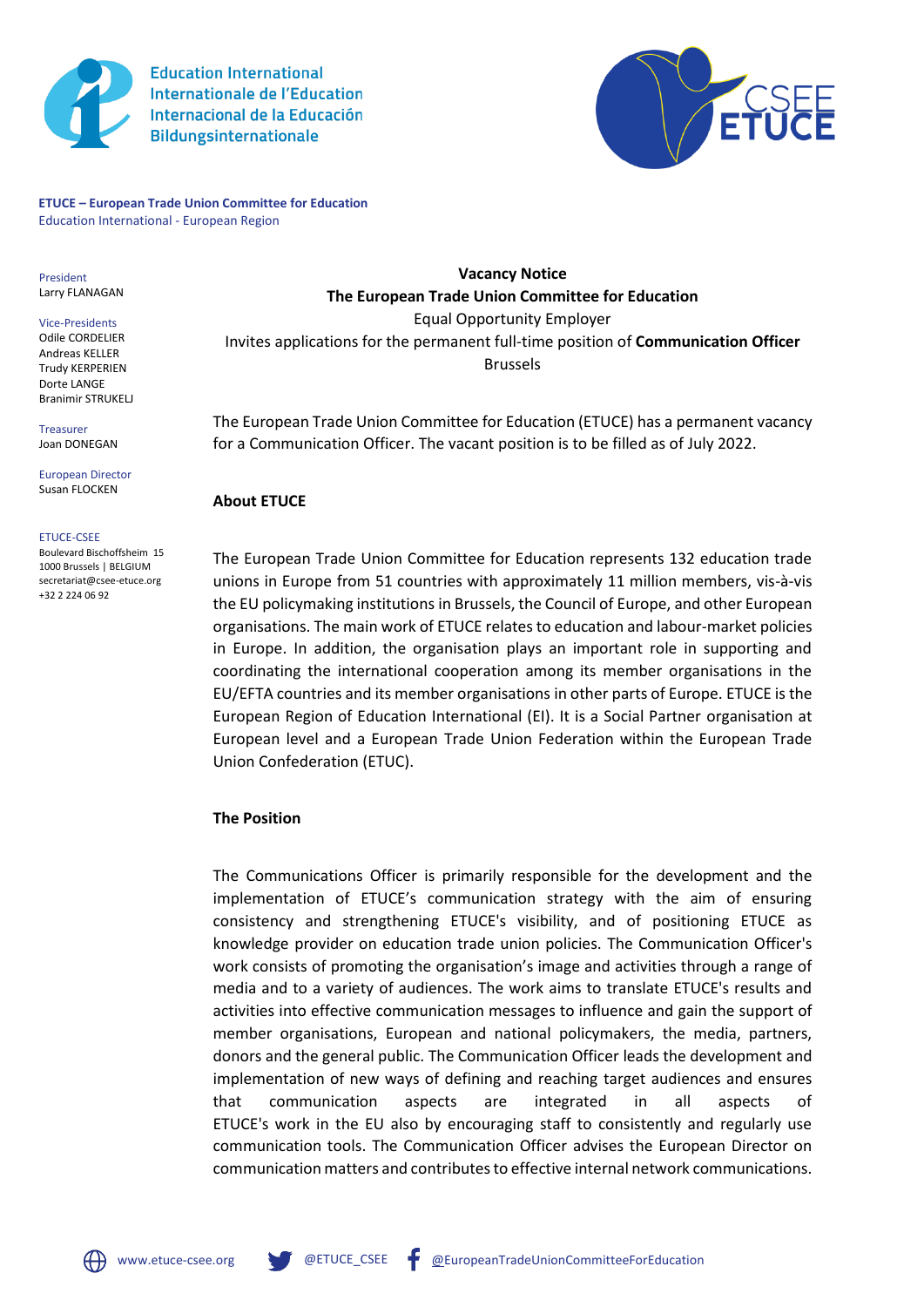Education International
Internationale de l'Education
Internacional de la Educación
Bildungsinternationale

**ETUCE – European Trade Union Committee for Education**
Education International - European Region

President
Larry FLANAGAN

Vice-Presidents
Odile CORDELIER
Andreas KELLER
Trudy KERPERIEN
Dorte LANGE
Branimir STRUKELJ

Treasurer
Joan DONEGAN

European Director
Susan FLOCKEN

ETUCE-CSEE
Boulevard Bischoffsheim 15
1000 Brussels | BELGIUM
secretariat@csee-etuce.org
+32 2 224 06 92

**Vacancy Notice**
**The European Trade Union Committee for Education**
Equal Opportunity Employer
Invites applications for the permanent full-time position of **Communication Officer**
Brussels

The European Trade Union Committee for Education (ETUCE) has a permanent vacancy for a Communication Officer. The vacant position is to be filled as of July 2022.

## About ETUCE

The European Trade Union Committee for Education represents 132 education trade unions in Europe from 51 countries with approximately 11 million members, vis-à-vis the EU policymaking institutions in Brussels, the Council of Europe, and other European organisations. The main work of ETUCE relates to education and labour-market policies in Europe. In addition, the organisation plays an important role in supporting and coordinating the international cooperation among its member organisations in the EU/EFTA countries and its member organisations in other parts of Europe. ETUCE is the European Region of Education International (EI). It is a Social Partner organisation at European level and a European Trade Union Federation within the European Trade Union Confederation (ETUC).

## The Position

The Communications Officer is primarily responsible for the development and the implementation of ETUCE's communication strategy with the aim of ensuring consistency and strengthening ETUCE's visibility, and of positioning ETUCE as knowledge provider on education trade union policies. The Communication Officer's work consists of promoting the organisation's image and activities through a range of media and to a variety of audiences. The work aims to translate ETUCE's results and activities into effective communication messages to influence and gain the support of member organisations, European and national policymakers, the media, partners, donors and the general public. The Communication Officer leads the development and implementation of new ways of defining and reaching target audiences and ensures that communication aspects are integrated in all aspects of ETUCE's work in the EU also by encouraging staff to consistently and regularly use communication tools. The Communication Officer advises the European Director on communication matters and contributes to effective internal network communications.

www.etuce-csee.org | @ETUCE_CSEE | @EuropeanTradeUnionCommitteeForEducation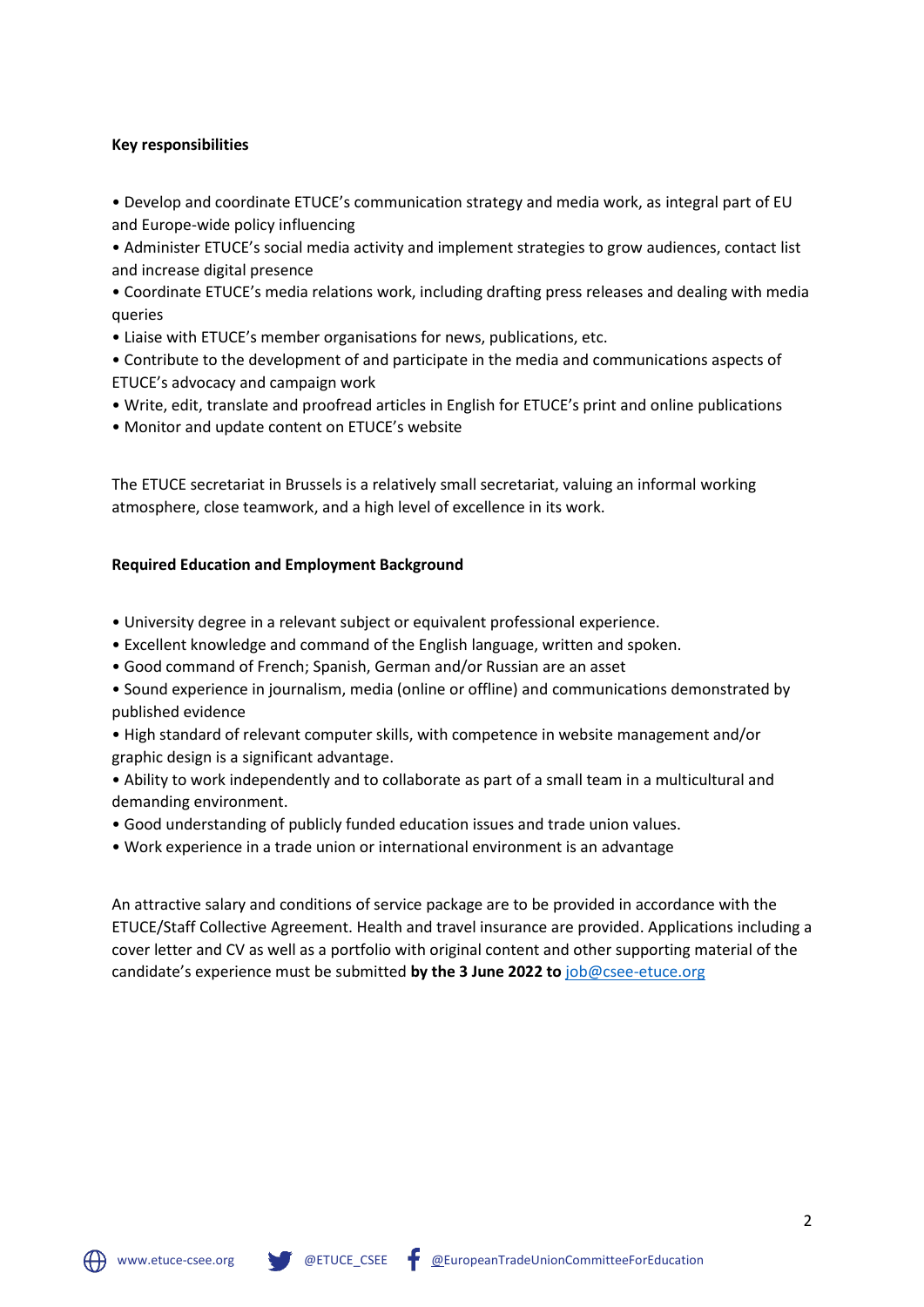**Key responsibilities**

- Develop and coordinate ETUCE's communication strategy and media work, as integral part of EU and Europe-wide policy influencing
- Administer ETUCE's social media activity and implement strategies to grow audiences, contact list and increase digital presence
- Coordinate ETUCE's media relations work, including drafting press releases and dealing with media queries
- Liaise with ETUCE's member organisations for news, publications, etc.
- Contribute to the development of and participate in the media and communications aspects of ETUCE's advocacy and campaign work
- Write, edit, translate and proofread articles in English for ETUCE's print and online publications
- Monitor and update content on ETUCE's website

The ETUCE secretariat in Brussels is a relatively small secretariat, valuing an informal working atmosphere, close teamwork, and a high level of excellence in its work.

**Required Education and Employment Background**

- University degree in a relevant subject or equivalent professional experience.
- Excellent knowledge and command of the English language, written and spoken.
- Good command of French; Spanish, German and/or Russian are an asset
- Sound experience in journalism, media (online or offline) and communications demonstrated by published evidence
- High standard of relevant computer skills, with competence in website management and/or graphic design is a significant advantage.
- Ability to work independently and to collaborate as part of a small team in a multicultural and demanding environment.
- Good understanding of publicly funded education issues and trade union values.
- Work experience in a trade union or international environment is an advantage

An attractive salary and conditions of service package are to be provided in accordance with the ETUCE/Staff Collective Agreement. Health and travel insurance are provided. Applications including a cover letter and CV as well as a portfolio with original content and other supporting material of the candidate's experience must be submitted **by the 3 June 2022 to** [job@csee-etuce.org](mailto:job@csee-etuce.org)